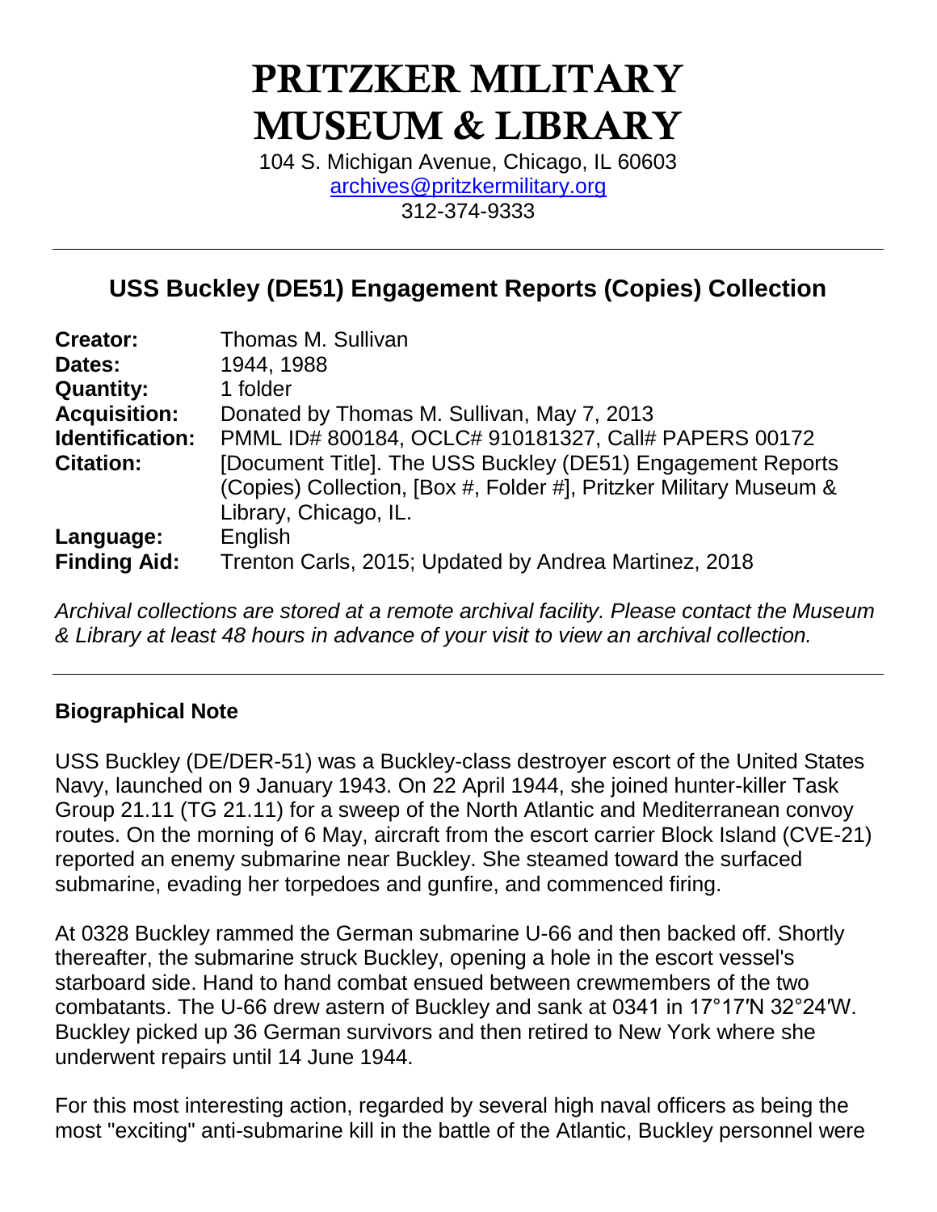# PRITZKER MILITARY MUSEUM & LIBRARY

104 S. Michigan Avenue, Chicago, IL 60603
archives@pritzkermilitary.org
312-374-9333

---

## USS Buckley (DE51) Engagement Reports (Copies) Collection

| | |
|---|---|
| **Creator:** | Thomas M. Sullivan |
| **Dates:** | 1944, 1988 |
| **Quantity:** | 1 folder |
| **Acquisition:** | Donated by Thomas M. Sullivan, May 7, 2013 |
| **Identification:** | PMML ID# 800184, OCLC# 910181327, Call# PAPERS 00172 |
| **Citation:** | [Document Title]. The USS Buckley (DE51) Engagement Reports (Copies) Collection, [Box #, Folder #], Pritzker Military Museum & Library, Chicago, IL. |
| **Language:** | English |
| **Finding Aid:** | Trenton Carls, 2015; Updated by Andrea Martinez, 2018 |

*Archival collections are stored at a remote archival facility. Please contact the Museum & Library at least 48 hours in advance of your visit to view an archival collection.*

---

### Biographical Note

USS Buckley (DE/DER-51) was a Buckley-class destroyer escort of the United States Navy, launched on 9 January 1943. On 22 April 1944, she joined hunter-killer Task Group 21.11 (TG 21.11) for a sweep of the North Atlantic and Mediterranean convoy routes. On the morning of 6 May, aircraft from the escort carrier Block Island (CVE-21) reported an enemy submarine near Buckley. She steamed toward the surfaced submarine, evading her torpedoes and gunfire, and commenced firing.

At 0328 Buckley rammed the German submarine U-66 and then backed off. Shortly thereafter, the submarine struck Buckley, opening a hole in the escort vessel's starboard side. Hand to hand combat ensued between crewmembers of the two combatants. The U-66 drew astern of Buckley and sank at 0341 in 17°17′N 32°24′W. Buckley picked up 36 German survivors and then retired to New York where she underwent repairs until 14 June 1944.

For this most interesting action, regarded by several high naval officers as being the most "exciting" anti-submarine kill in the battle of the Atlantic, Buckley personnel were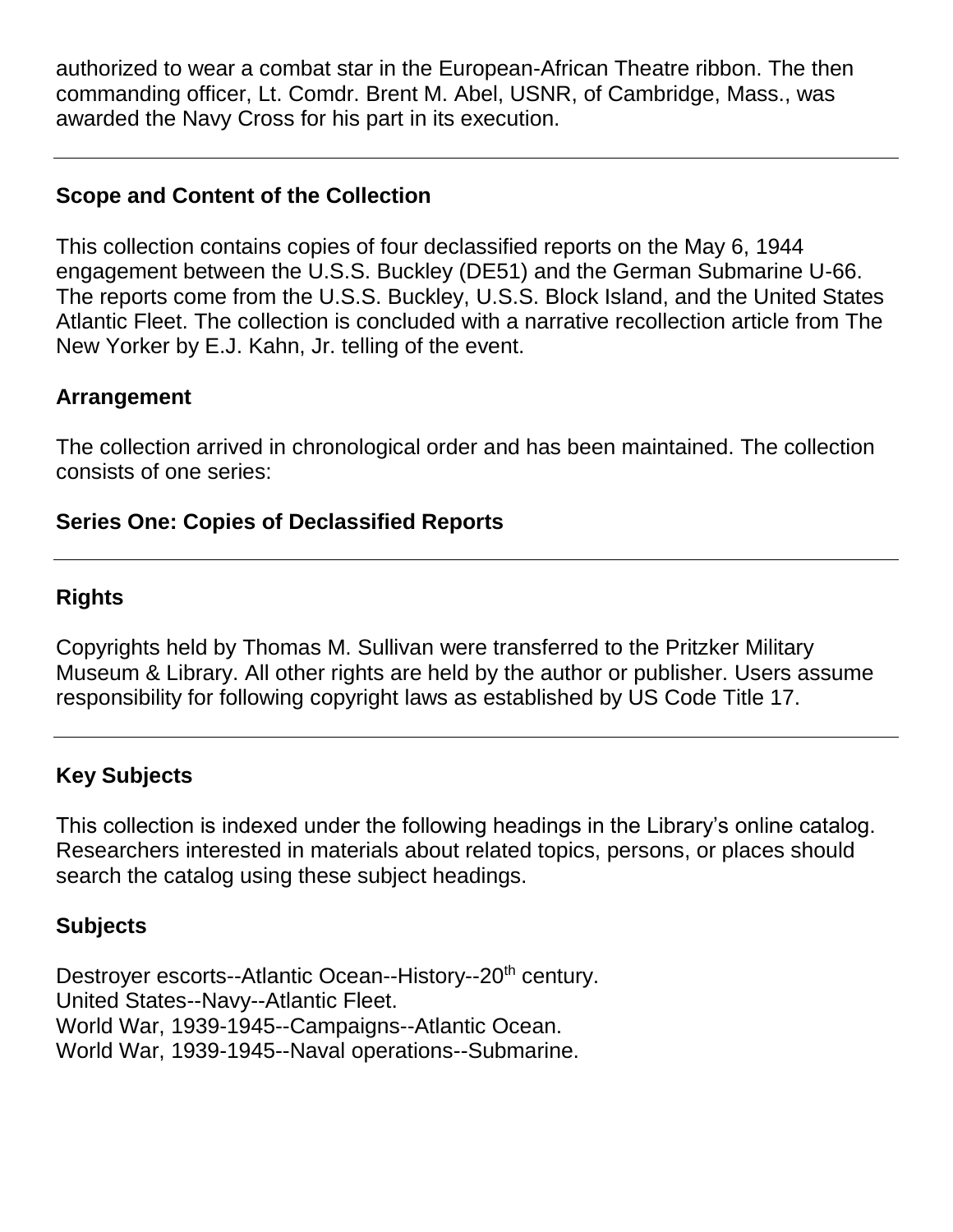authorized to wear a combat star in the European-African Theatre ribbon. The then commanding officer, Lt. Comdr. Brent M. Abel, USNR, of Cambridge, Mass., was awarded the Navy Cross for his part in its execution.

---

## Scope and Content of the Collection

This collection contains copies of four declassified reports on the May 6, 1944 engagement between the U.S.S. Buckley (DE51) and the German Submarine U-66. The reports come from the U.S.S. Buckley, U.S.S. Block Island, and the United States Atlantic Fleet. The collection is concluded with a narrative recollection article from The New Yorker by E.J. Kahn, Jr. telling of the event.

## Arrangement

The collection arrived in chronological order and has been maintained. The collection consists of one series:

**Series One: Copies of Declassified Reports**

---

## Rights

Copyrights held by Thomas M. Sullivan were transferred to the Pritzker Military Museum & Library. All other rights are held by the author or publisher. Users assume responsibility for following copyright laws as established by US Code Title 17.

---

## Key Subjects

This collection is indexed under the following headings in the Library's online catalog. Researchers interested in materials about related topics, persons, or places should search the catalog using these subject headings.

## Subjects

Destroyer escorts--Atlantic Ocean--History--20th century.
United States--Navy--Atlantic Fleet.
World War, 1939-1945--Campaigns--Atlantic Ocean.
World War, 1939-1945--Naval operations--Submarine.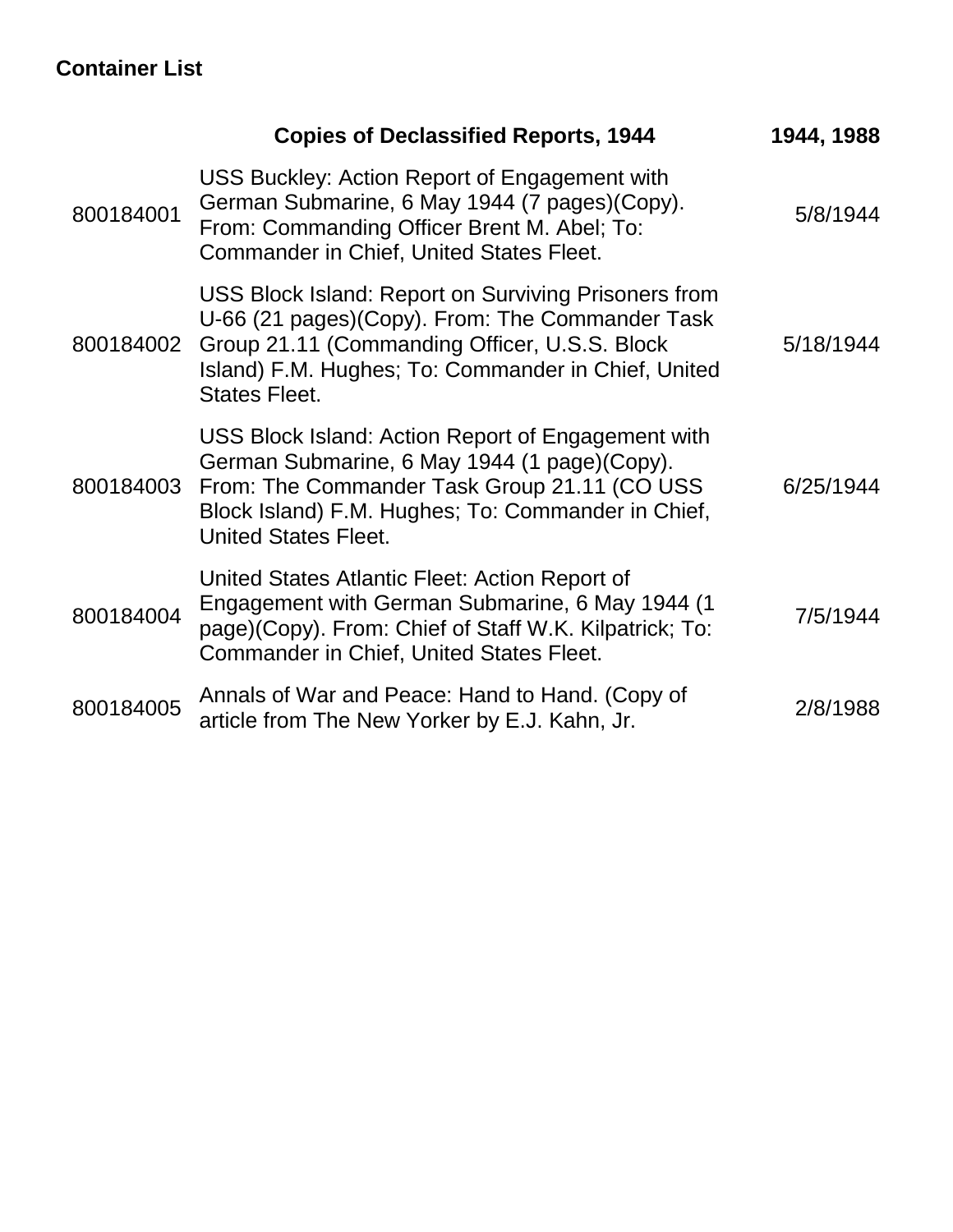## Container List

| | Copies of Declassified Reports, 1944 | 1944, 1988 |
|---|---|---|
| 800184001 | USS Buckley: Action Report of Engagement with German Submarine, 6 May 1944 (7 pages)(Copy). From: Commanding Officer Brent M. Abel; To: Commander in Chief, United States Fleet. | 5/8/1944 |
| 800184002 | USS Block Island: Report on Surviving Prisoners from U-66 (21 pages)(Copy). From: The Commander Task Group 21.11 (Commanding Officer, U.S.S. Block Island) F.M. Hughes; To: Commander in Chief, United States Fleet. | 5/18/1944 |
| 800184003 | USS Block Island: Action Report of Engagement with German Submarine, 6 May 1944 (1 page)(Copy). From: The Commander Task Group 21.11 (CO USS Block Island) F.M. Hughes; To: Commander in Chief, United States Fleet. | 6/25/1944 |
| 800184004 | United States Atlantic Fleet: Action Report of Engagement with German Submarine, 6 May 1944 (1 page)(Copy). From: Chief of Staff W.K. Kilpatrick; To: Commander in Chief, United States Fleet. | 7/5/1944 |
| 800184005 | Annals of War and Peace: Hand to Hand. (Copy of article from The New Yorker by E.J. Kahn, Jr. | 2/8/1988 |